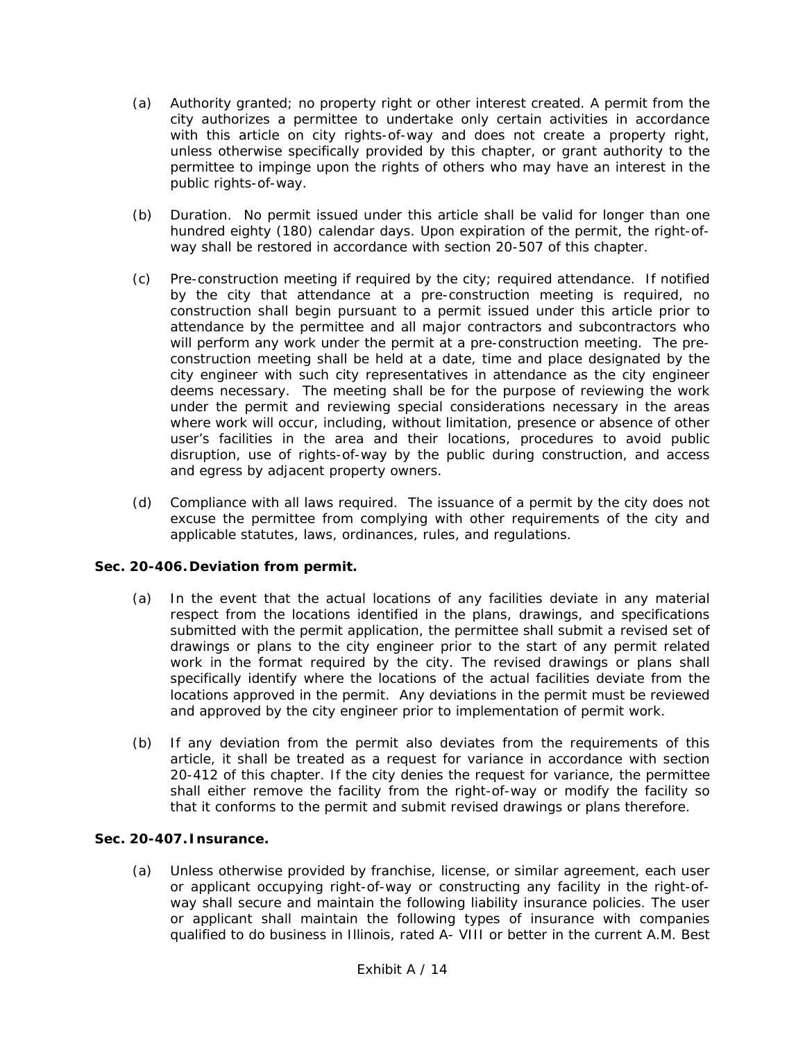(a) Authority granted; no property right or other interest created. A permit from the city authorizes a permittee to undertake only certain activities in accordance with this article on city rights-of-way and does not create a property right, unless otherwise specifically provided by this chapter, or grant authority to the permittee to impinge upon the rights of others who may have an interest in the public rights-of-way.

(b) Duration. No permit issued under this article shall be valid for longer than one hundred eighty (180) calendar days. Upon expiration of the permit, the right-of-way shall be restored in accordance with section 20-507 of this chapter.

(c) Pre-construction meeting if required by the city; required attendance. If notified by the city that attendance at a pre-construction meeting is required, no construction shall begin pursuant to a permit issued under this article prior to attendance by the permittee and all major contractors and subcontractors who will perform any work under the permit at a pre-construction meeting. The pre-construction meeting shall be held at a date, time and place designated by the city engineer with such city representatives in attendance as the city engineer deems necessary. The meeting shall be for the purpose of reviewing the work under the permit and reviewing special considerations necessary in the areas where work will occur, including, without limitation, presence or absence of other user's facilities in the area and their locations, procedures to avoid public disruption, use of rights-of-way by the public during construction, and access and egress by adjacent property owners.

(d) Compliance with all laws required. The issuance of a permit by the city does not excuse the permittee from complying with other requirements of the city and applicable statutes, laws, ordinances, rules, and regulations.

**Sec. 20-406. Deviation from permit.**

(a) In the event that the actual locations of any facilities deviate in any material respect from the locations identified in the plans, drawings, and specifications submitted with the permit application, the permittee shall submit a revised set of drawings or plans to the city engineer prior to the start of any permit related work in the format required by the city. The revised drawings or plans shall specifically identify where the locations of the actual facilities deviate from the locations approved in the permit. Any deviations in the permit must be reviewed and approved by the city engineer prior to implementation of permit work.

(b) If any deviation from the permit also deviates from the requirements of this article, it shall be treated as a request for variance in accordance with section 20-412 of this chapter. If the city denies the request for variance, the permittee shall either remove the facility from the right-of-way or modify the facility so that it conforms to the permit and submit revised drawings or plans therefore.

**Sec. 20-407. Insurance.**

(a) Unless otherwise provided by franchise, license, or similar agreement, each user or applicant occupying right-of-way or constructing any facility in the right-of-way shall secure and maintain the following liability insurance policies. The user or applicant shall maintain the following types of insurance with companies qualified to do business in Illinois, rated A- VIII or better in the current A.M. Best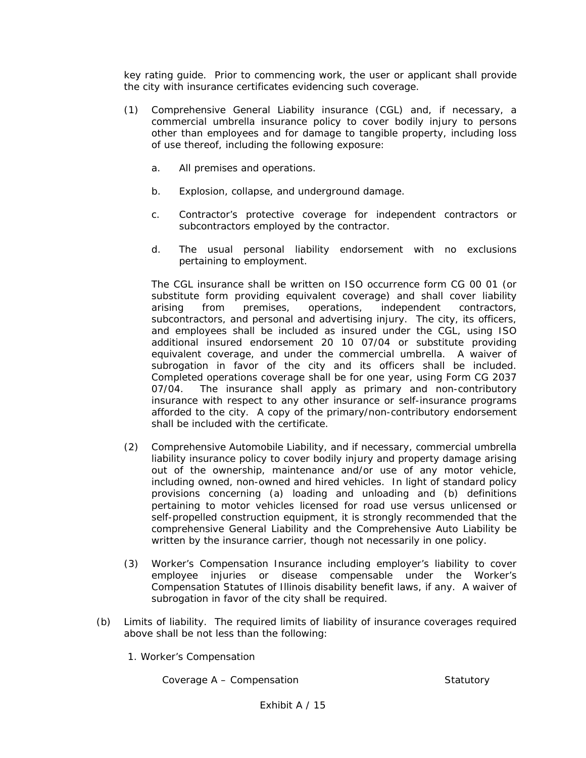key rating guide. Prior to commencing work, the user or applicant shall provide the city with insurance certificates evidencing such coverage.

(1) Comprehensive General Liability insurance (CGL) and, if necessary, a commercial umbrella insurance policy to cover bodily injury to persons other than employees and for damage to tangible property, including loss of use thereof, including the following exposure:

   a. All premises and operations.

   b. Explosion, collapse, and underground damage.

   c. Contractor's protective coverage for independent contractors or subcontractors employed by the contractor.

   d. The usual personal liability endorsement with no exclusions pertaining to employment.

   The CGL insurance shall be written on ISO occurrence form CG 00 01 (or substitute form providing equivalent coverage) and shall cover liability arising from premises, operations, independent contractors, subcontractors, and personal and advertising injury. The city, its officers, and employees shall be included as insured under the CGL, using ISO additional insured endorsement 20 10 07/04 or substitute providing equivalent coverage, and under the commercial umbrella. A waiver of subrogation in favor of the city and its officers shall be included. Completed operations coverage shall be for one year, using Form CG 2037 07/04. The insurance shall apply as primary and non-contributory insurance with respect to any other insurance or self-insurance programs afforded to the city. A copy of the primary/non-contributory endorsement shall be included with the certificate.

(2) Comprehensive Automobile Liability, and if necessary, commercial umbrella liability insurance policy to cover bodily injury and property damage arising out of the ownership, maintenance and/or use of any motor vehicle, including owned, non-owned and hired vehicles. In light of standard policy provisions concerning (a) loading and unloading and (b) definitions pertaining to motor vehicles licensed for road use versus unlicensed or self-propelled construction equipment, it is strongly recommended that the comprehensive General Liability and the Comprehensive Auto Liability be written by the insurance carrier, though not necessarily in one policy.

(3) Worker's Compensation Insurance including employer's liability to cover employee injuries or disease compensable under the Worker's Compensation Statutes of Illinois disability benefit laws, if any. A waiver of subrogation in favor of the city shall be required.

(b) Limits of liability. The required limits of liability of insurance coverages required above shall be not less than the following:

1. Worker's Compensation

| Coverage A – Compensation | Statutory |
|---|---|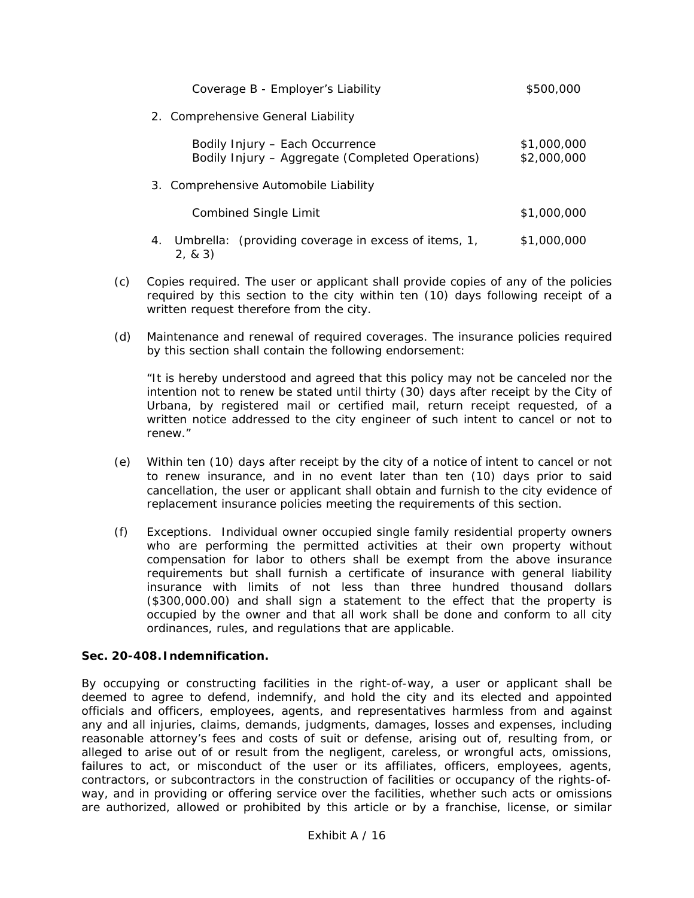| | |
|---|---|
| Coverage B - Employer's Liability | $500,000 |
| 2. Comprehensive General Liability | |
| Bodily Injury – Each Occurrence | $1,000,000 |
| Bodily Injury – Aggregate (Completed Operations) | $2,000,000 |
| 3. Comprehensive Automobile Liability | |
| Combined Single Limit | $1,000,000 |
| 4. Umbrella: (providing coverage in excess of items, 1, 2, & 3) | $1,000,000 |

(c) Copies required. The user or applicant shall provide copies of any of the policies required by this section to the city within ten (10) days following receipt of a written request therefore from the city.

(d) Maintenance and renewal of required coverages. The insurance policies required by this section shall contain the following endorsement:

"It is hereby understood and agreed that this policy may not be canceled nor the intention not to renew be stated until thirty (30) days after receipt by the City of Urbana, by registered mail or certified mail, return receipt requested, of a written notice addressed to the city engineer of such intent to cancel or not to renew."

(e) Within ten (10) days after receipt by the city of a notice of intent to cancel or not to renew insurance, and in no event later than ten (10) days prior to said cancellation, the user or applicant shall obtain and furnish to the city evidence of replacement insurance policies meeting the requirements of this section.

(f) Exceptions. Individual owner occupied single family residential property owners who are performing the permitted activities at their own property without compensation for labor to others shall be exempt from the above insurance requirements but shall furnish a certificate of insurance with general liability insurance with limits of not less than three hundred thousand dollars ($300,000.00) and shall sign a statement to the effect that the property is occupied by the owner and that all work shall be done and conform to all city ordinances, rules, and regulations that are applicable.

**Sec. 20-408. Indemnification.**

By occupying or constructing facilities in the right-of-way, a user or applicant shall be deemed to agree to defend, indemnify, and hold the city and its elected and appointed officials and officers, employees, agents, and representatives harmless from and against any and all injuries, claims, demands, judgments, damages, losses and expenses, including reasonable attorney's fees and costs of suit or defense, arising out of, resulting from, or alleged to arise out of or result from the negligent, careless, or wrongful acts, omissions, failures to act, or misconduct of the user or its affiliates, officers, employees, agents, contractors, or subcontractors in the construction of facilities or occupancy of the rights-of-way, and in providing or offering service over the facilities, whether such acts or omissions are authorized, allowed or prohibited by this article or by a franchise, license, or similar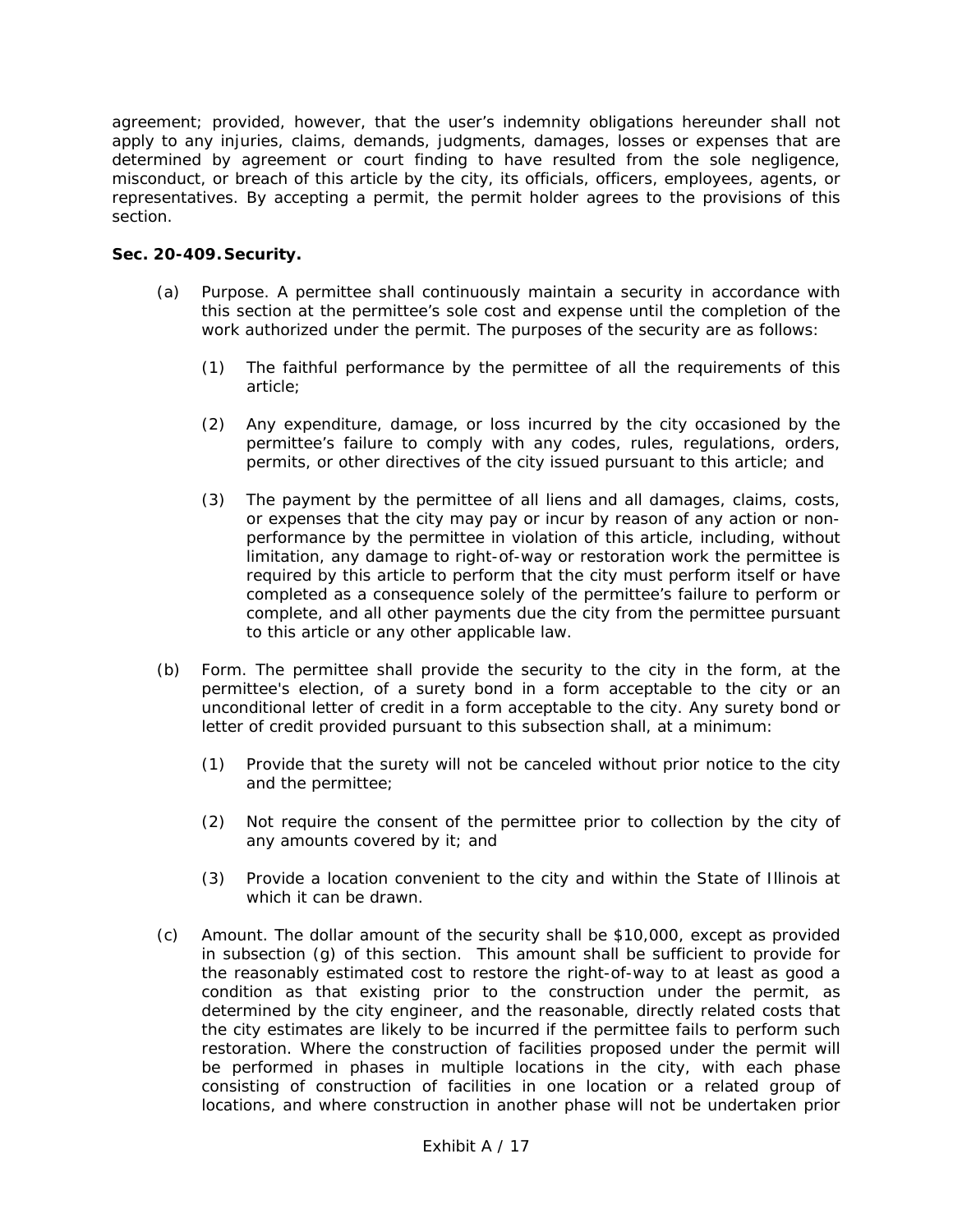agreement; provided, however, that the user's indemnity obligations hereunder shall not apply to any injuries, claims, demands, judgments, damages, losses or expenses that are determined by agreement or court finding to have resulted from the sole negligence, misconduct, or breach of this article by the city, its officials, officers, employees, agents, or representatives. By accepting a permit, the permit holder agrees to the provisions of this section.

**Sec. 20-409. Security.**

(a) Purpose. A permittee shall continuously maintain a security in accordance with this section at the permittee's sole cost and expense until the completion of the work authorized under the permit. The purposes of the security are as follows:

(1) The faithful performance by the permittee of all the requirements of this article;

(2) Any expenditure, damage, or loss incurred by the city occasioned by the permittee's failure to comply with any codes, rules, regulations, orders, permits, or other directives of the city issued pursuant to this article; and

(3) The payment by the permittee of all liens and all damages, claims, costs, or expenses that the city may pay or incur by reason of any action or non-performance by the permittee in violation of this article, including, without limitation, any damage to right-of-way or restoration work the permittee is required by this article to perform that the city must perform itself or have completed as a consequence solely of the permittee's failure to perform or complete, and all other payments due the city from the permittee pursuant to this article or any other applicable law.

(b) Form. The permittee shall provide the security to the city in the form, at the permittee's election, of a surety bond in a form acceptable to the city or an unconditional letter of credit in a form acceptable to the city. Any surety bond or letter of credit provided pursuant to this subsection shall, at a minimum:

(1) Provide that the surety will not be canceled without prior notice to the city and the permittee;

(2) Not require the consent of the permittee prior to collection by the city of any amounts covered by it; and

(3) Provide a location convenient to the city and within the State of Illinois at which it can be drawn.

(c) Amount. The dollar amount of the security shall be $10,000, except as provided in subsection (g) of this section. This amount shall be sufficient to provide for the reasonably estimated cost to restore the right-of-way to at least as good a condition as that existing prior to the construction under the permit, as determined by the city engineer, and the reasonable, directly related costs that the city estimates are likely to be incurred if the permittee fails to perform such restoration. Where the construction of facilities proposed under the permit will be performed in phases in multiple locations in the city, with each phase consisting of construction of facilities in one location or a related group of locations, and where construction in another phase will not be undertaken prior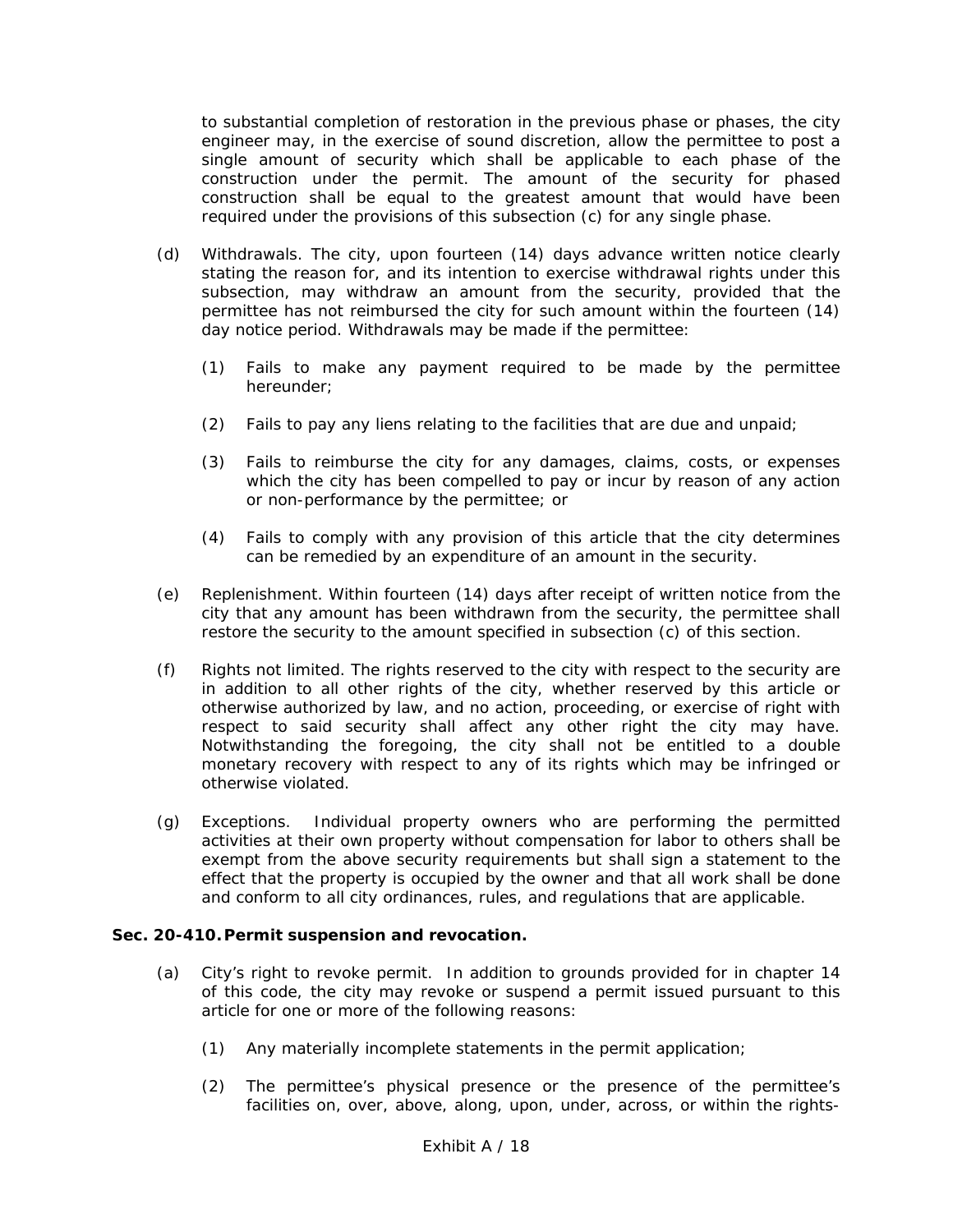to substantial completion of restoration in the previous phase or phases, the city engineer may, in the exercise of sound discretion, allow the permittee to post a single amount of security which shall be applicable to each phase of the construction under the permit. The amount of the security for phased construction shall be equal to the greatest amount that would have been required under the provisions of this subsection (c) for any single phase.

(d) Withdrawals. The city, upon fourteen (14) days advance written notice clearly stating the reason for, and its intention to exercise withdrawal rights under this subsection, may withdraw an amount from the security, provided that the permittee has not reimbursed the city for such amount within the fourteen (14) day notice period. Withdrawals may be made if the permittee:

(1) Fails to make any payment required to be made by the permittee hereunder;

(2) Fails to pay any liens relating to the facilities that are due and unpaid;

(3) Fails to reimburse the city for any damages, claims, costs, or expenses which the city has been compelled to pay or incur by reason of any action or non-performance by the permittee; or

(4) Fails to comply with any provision of this article that the city determines can be remedied by an expenditure of an amount in the security.

(e) Replenishment. Within fourteen (14) days after receipt of written notice from the city that any amount has been withdrawn from the security, the permittee shall restore the security to the amount specified in subsection (c) of this section.

(f) Rights not limited. The rights reserved to the city with respect to the security are in addition to all other rights of the city, whether reserved by this article or otherwise authorized by law, and no action, proceeding, or exercise of right with respect to said security shall affect any other right the city may have. Notwithstanding the foregoing, the city shall not be entitled to a double monetary recovery with respect to any of its rights which may be infringed or otherwise violated.

(g) Exceptions. Individual property owners who are performing the permitted activities at their own property without compensation for labor to others shall be exempt from the above security requirements but shall sign a statement to the effect that the property is occupied by the owner and that all work shall be done and conform to all city ordinances, rules, and regulations that are applicable.

**Sec. 20-410. Permit suspension and revocation.**

(a) City's right to revoke permit. In addition to grounds provided for in chapter 14 of this code, the city may revoke or suspend a permit issued pursuant to this article for one or more of the following reasons:

(1) Any materially incomplete statements in the permit application;

(2) The permittee's physical presence or the presence of the permittee's facilities on, over, above, along, upon, under, across, or within the rights-